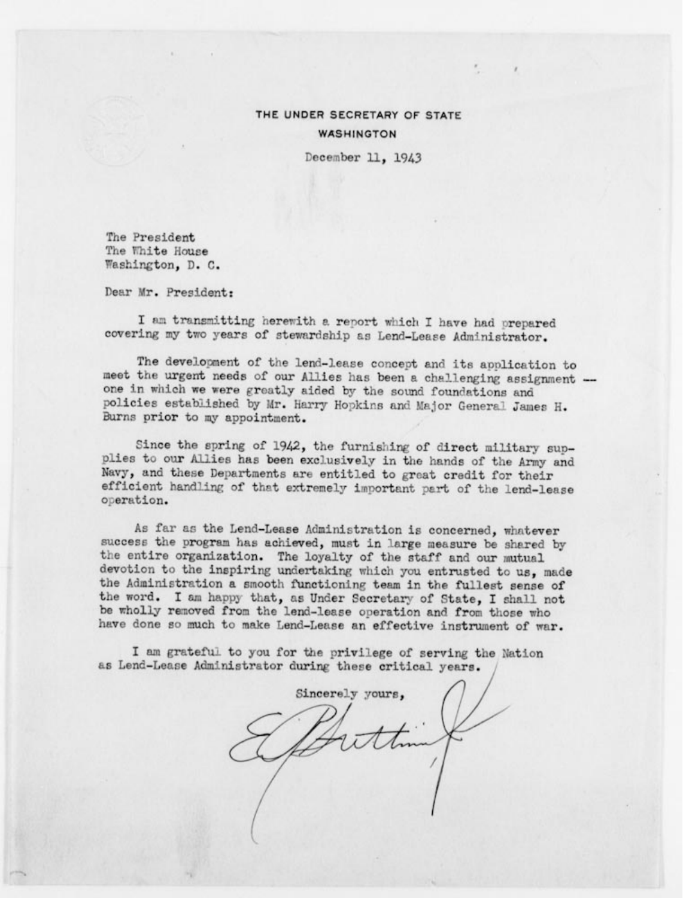THE UNDER SECRETARY OF STATE
WASHINGTON

December 11, 1943

The President
The White House
Washington, D. C.

Dear Mr. President:

I am transmitting herewith a report which I have had prepared covering my two years of stewardship as Lend-Lease Administrator.

The development of the lend-lease concept and its application to meet the urgent needs of our Allies has been a challenging assignment — one in which we were greatly aided by the sound foundations and policies established by Mr. Harry Hopkins and Major General James H. Burns prior to my appointment.

Since the spring of 1942, the furnishing of direct military supplies to our Allies has been exclusively in the hands of the Army and Navy, and these Departments are entitled to great credit for their efficient handling of that extremely important part of the lend-lease operation.

As far as the Lend-Lease Administration is concerned, whatever success the program has achieved, must in large measure be shared by the entire organization. The loyalty of the staff and our mutual devotion to the inspiring undertaking which you entrusted to us, made the Administration a smooth functioning team in the fullest sense of the word. I am happy that, as Under Secretary of State, I shall not be wholly removed from the lend-lease operation and from those who have done so much to make Lend-Lease an effective instrument of war.

I am grateful to you for the privilege of serving the Nation as Lend-Lease Administrator during these critical years.

Sincerely yours,

E R Stettinius Jr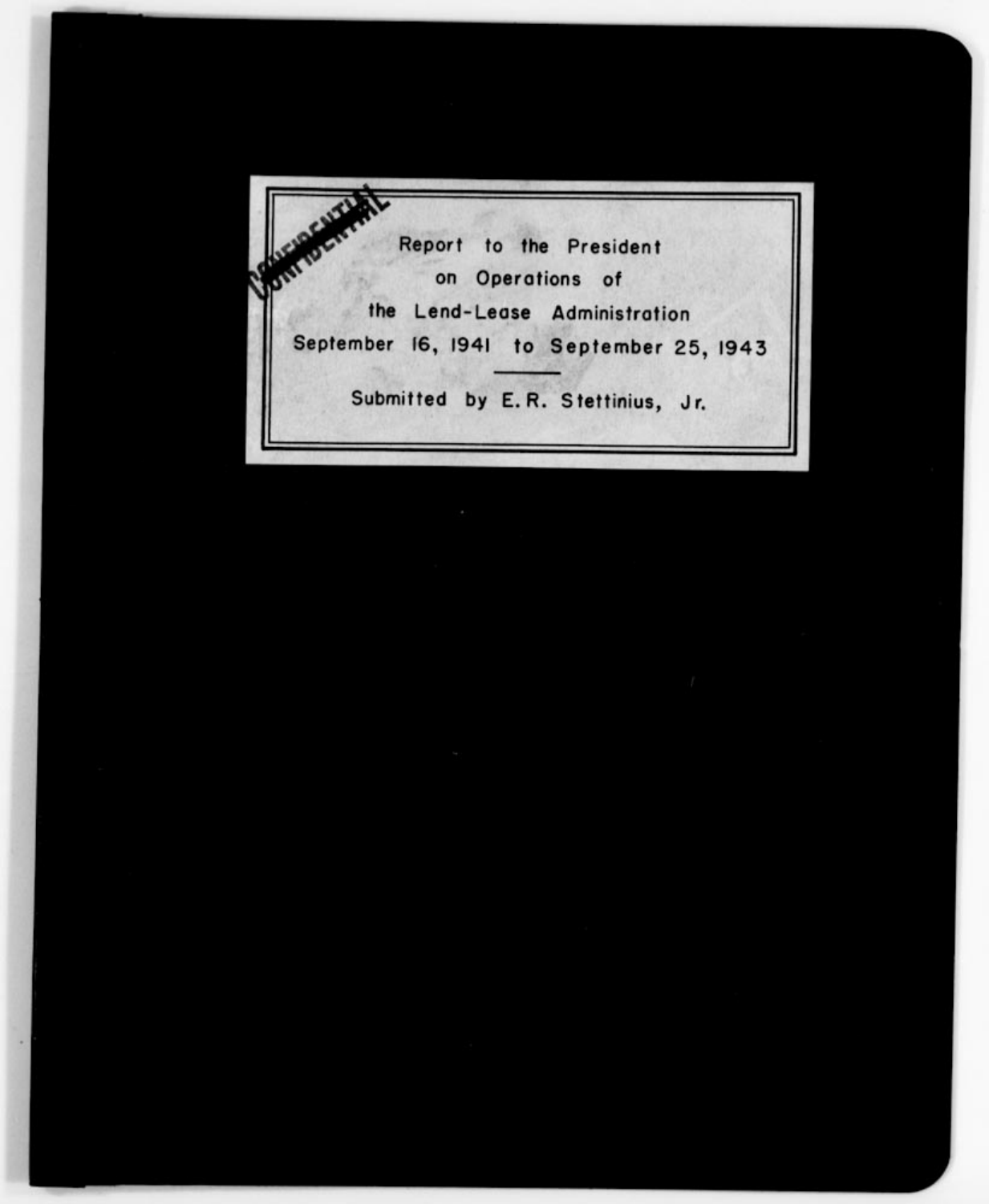CONFIDENTIAL

# Report to the President on Operations of the Lend-Lease Administration

## September 16, 1941 to September 25, 1943

---

Submitted by E. R. Stettinius, Jr.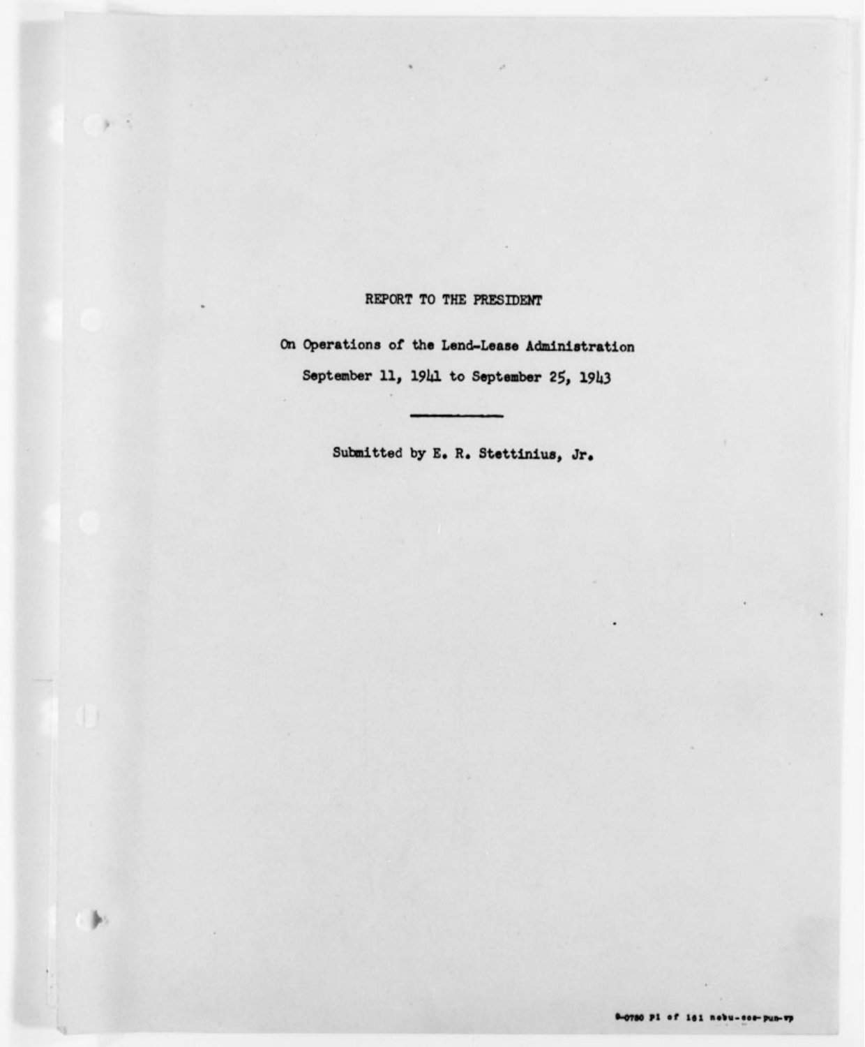# REPORT TO THE PRESIDENT

On Operations of the Lend-Lease Administration

September 11, 1941 to September 25, 1943

---

Submitted by E. R. Stettinius, Jr.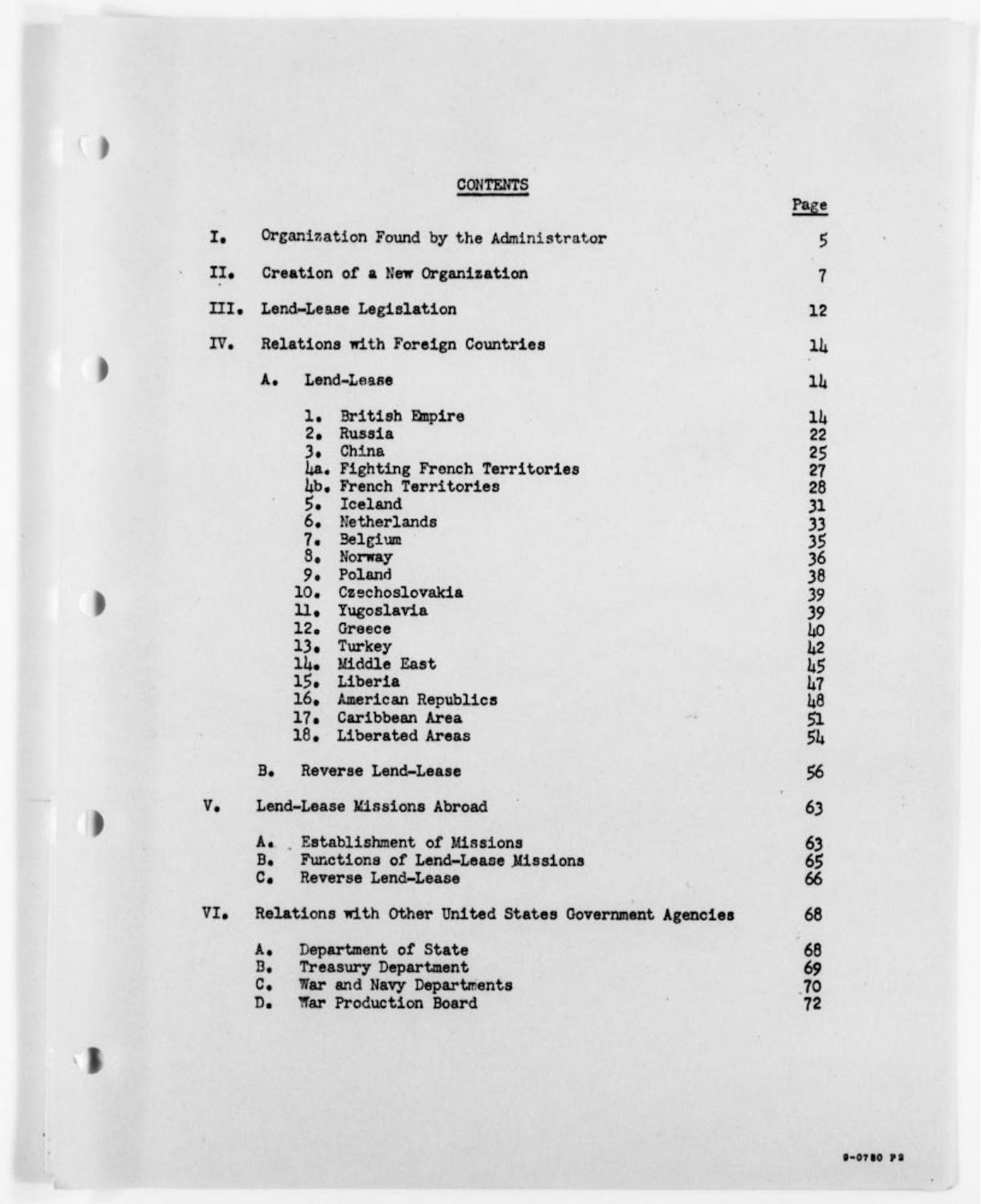# CONTENTS

| | | Page |
|---|---|---|
| I. | Organization Found by the Administrator | 5 |
| II. | Creation of a New Organization | 7 |
| III. | Lend-Lease Legislation | 12 |
| IV. | Relations with Foreign Countries | 14 |
| | A. Lend-Lease | 14 |
| | 1. British Empire | 14 |
| | 2. Russia | 22 |
| | 3. China | 25 |
| | 4a. Fighting French Territories | 27 |
| | 4b. French Territories | 28 |
| | 5. Iceland | 31 |
| | 6. Netherlands | 33 |
| | 7. Belgium | 35 |
| | 8. Norway | 36 |
| | 9. Poland | 38 |
| | 10. Czechoslovakia | 39 |
| | 11. Yugoslavia | 39 |
| | 12. Greece | 40 |
| | 13. Turkey | 42 |
| | 14. Middle East | 45 |
| | 15. Liberia | 47 |
| | 16. American Republics | 48 |
| | 17. Caribbean Area | 51 |
| | 18. Liberated Areas | 54 |
| | B. Reverse Lend-Lease | 56 |
| V. | Lend-Lease Missions Abroad | 63 |
| | A. Establishment of Missions | 63 |
| | B. Functions of Lend-Lease Missions | 65 |
| | C. Reverse Lend-Lease | 66 |
| VI. | Relations with Other United States Government Agencies | 68 |
| | A. Department of State | 68 |
| | B. Treasury Department | 69 |
| | C. War and Navy Departments | 70 |
| | D. War Production Board | 72 |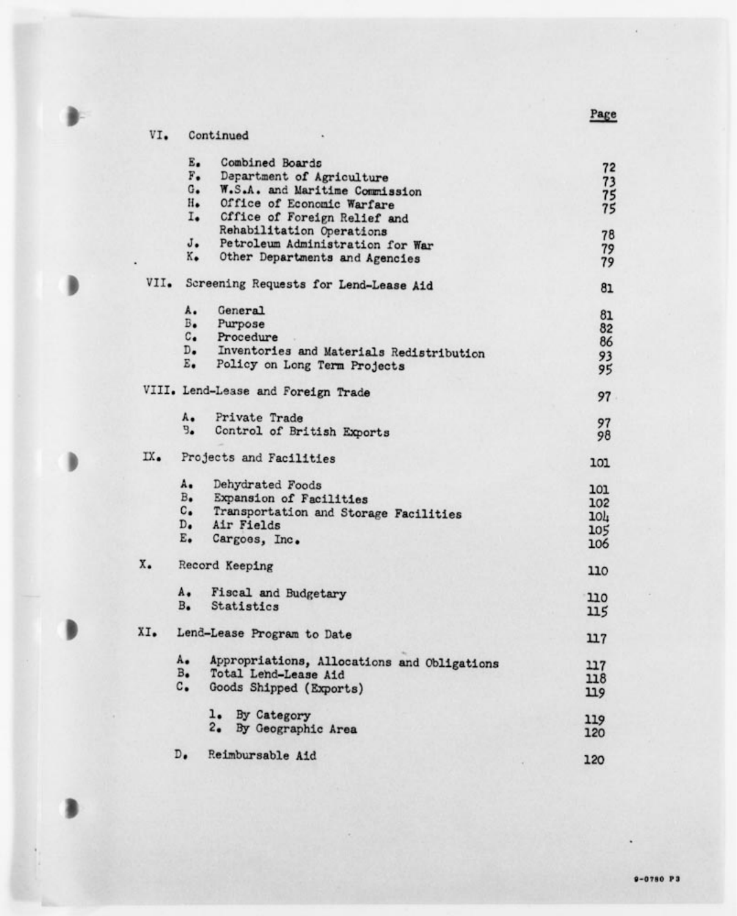| | Page |
|---|---|
| VI. Continued | |
| E. Combined Boards | 72 |
| F. Department of Agriculture | 73 |
| G. W.S.A. and Maritime Commission | 75 |
| H. Office of Economic Warfare | 75 |
| I. Office of Foreign Relief and Rehabilitation Operations | 78 |
| J. Petroleum Administration for War | 79 |
| K. Other Departments and Agencies | 79 |
| VII. Screening Requests for Lend-Lease Aid | 81 |
| A. General | 81 |
| B. Purpose | 82 |
| C. Procedure | 86 |
| D. Inventories and Materials Redistribution | 93 |
| E. Policy on Long Term Projects | 95 |
| VIII. Lend-Lease and Foreign Trade | 97 |
| A. Private Trade | 97 |
| B. Control of British Exports | 98 |
| IX. Projects and Facilities | 101 |
| A. Dehydrated Foods | 101 |
| B. Expansion of Facilities | 102 |
| C. Transportation and Storage Facilities | 104 |
| D. Air Fields | 105 |
| E. Cargoes, Inc. | 106 |
| X. Record Keeping | 110 |
| A. Fiscal and Budgetary | 110 |
| B. Statistics | 115 |
| XI. Lend-Lease Program to Date | 117 |
| A. Appropriations, Allocations and Obligations | 117 |
| B. Total Lend-Lease Aid | 118 |
| C. Goods Shipped (Exports) | 119 |
| 1. By Category | 119 |
| 2. By Geographic Area | 120 |
| D. Reimbursable Aid | 120 |

9-0780 P3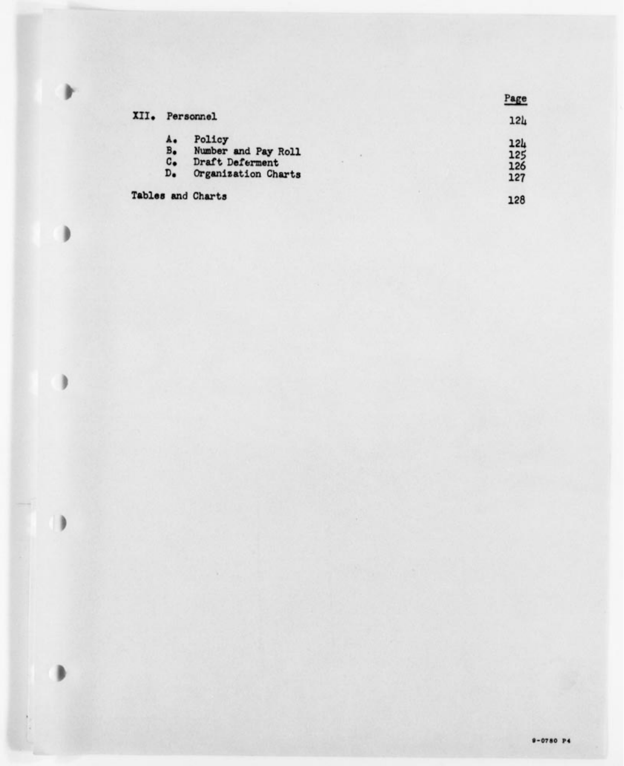| | Page |
|---|---|
| XII. Personnel | 124 |
| A. Policy | 124 |
| B. Number and Pay Roll | 125 |
| C. Draft Deferment | 126 |
| D. Organization Charts | 127 |
| Tables and Charts | 128 |

9-0780 P4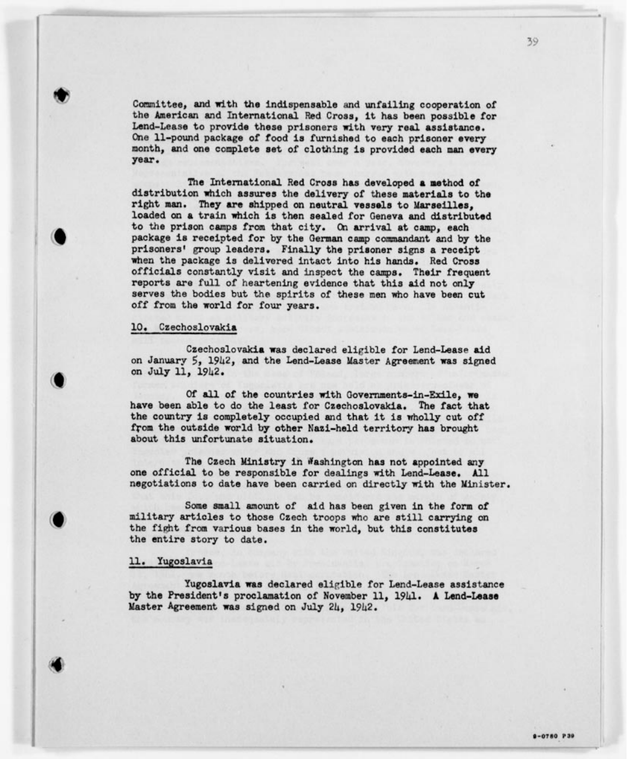Committee, and with the indispensable and unfailing cooperation of the American and International Red Cross, it has been possible for Lend-Lease to provide these prisoners with very real assistance. One 11-pound package of food is furnished to each prisoner every month, and one complete set of clothing is provided each man every year.

The International Red Cross has developed a method of distribution which assures the delivery of these materials to the right man. They are shipped on neutral vessels to Marseilles, loaded on a train which is then sealed for Geneva and distributed to the prison camps from that city. On arrival at camp, each package is receipted for by the German camp commandant and by the prisoners' group leaders. Finally the prisoner signs a receipt when the package is delivered intact into his hands. Red Cross officials constantly visit and inspect the camps. Their frequent reports are full of heartening evidence that this aid not only serves the bodies but the spirits of these men who have been cut off from the world for four years.

## 10. Czechoslovakia

Czechoslovakia was declared eligible for Lend-Lease aid on January 5, 1942, and the Lend-Lease Master Agreement was signed on July 11, 1942.

Of all of the countries with Governments-in-Exile, we have been able to do the least for Czechoslovakia. The fact that the country is completely occupied and that it is wholly cut off from the outside world by other Nazi-held territory has brought about this unfortunate situation.

The Czech Ministry in Washington has not appointed any one official to be responsible for dealings with Lend-Lease. All negotiations to date have been carried on directly with the Minister.

Some small amount of aid has been given in the form of military articles to those Czech troops who are still carrying on the fight from various bases in the world, but this constitutes the entire story to date.

## 11. Yugoslavia

Yugoslavia was declared eligible for Lend-Lease assistance by the President's proclamation of November 11, 1941. A Lend-Lease Master Agreement was signed on July 24, 1942.